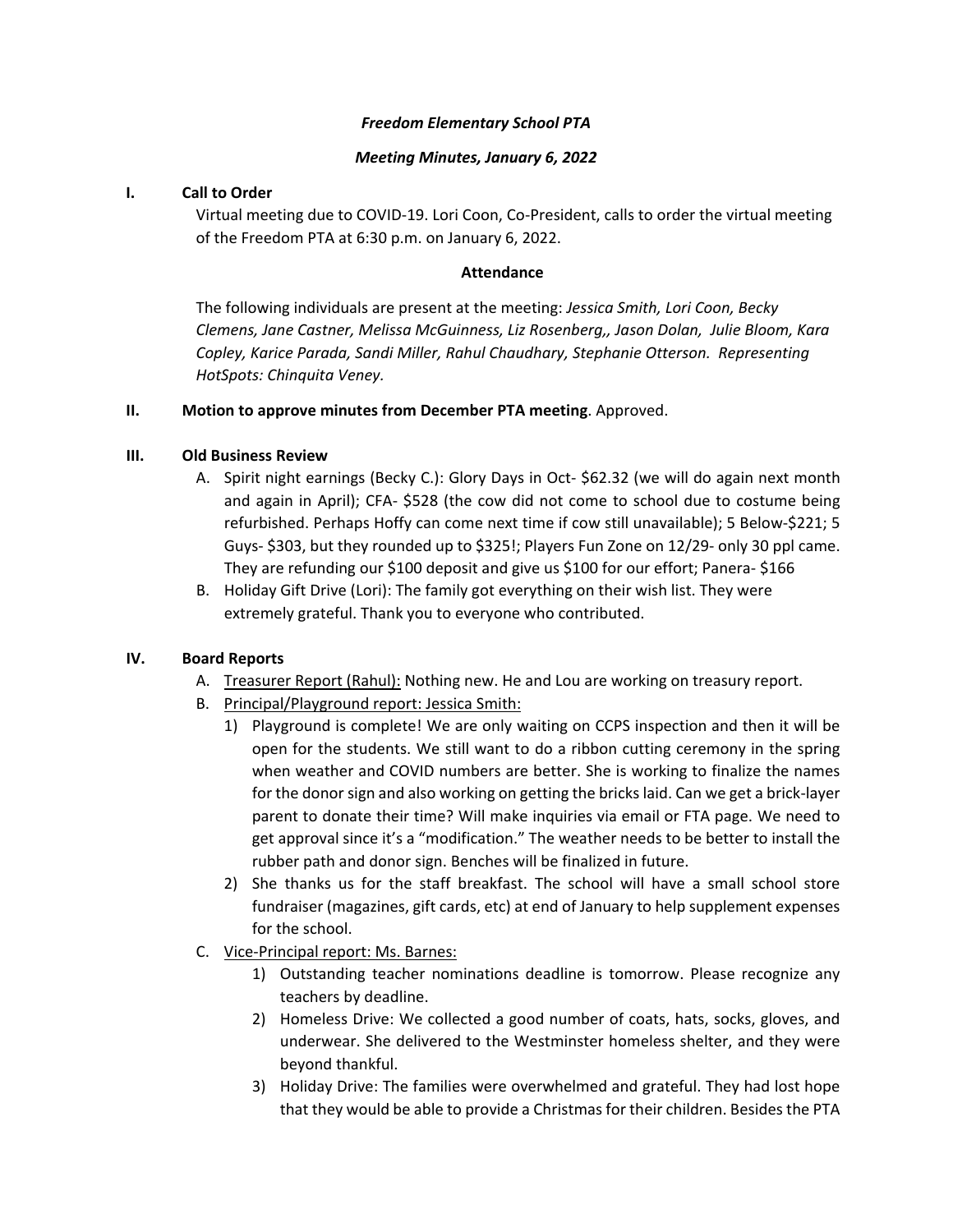***Freedom Elementary School PTA***

***Meeting Minutes, January 6, 2022***

## I. Call to Order

Virtual meeting due to COVID-19. Lori Coon, Co-President, calls to order the virtual meeting of the Freedom PTA at 6:30 p.m. on January 6, 2022.

**Attendance**

The following individuals are present at the meeting: *Jessica Smith, Lori Coon, Becky Clemens, Jane Castner, Melissa McGuinness, Liz Rosenberg,, Jason Dolan, Julie Bloom, Kara Copley, Karice Parada, Sandi Miller, Rahul Chaudhary, Stephanie Otterson. Representing HotSpots: Chinquita Veney.*

## II. Motion to approve minutes from December PTA meeting. Approved.

## III. Old Business Review

A. Spirit night earnings (Becky C.): Glory Days in Oct- $62.32 (we will do again next month and again in April); CFA- $528 (the cow did not come to school due to costume being refurbished. Perhaps Hoffy can come next time if cow still unavailable); 5 Below-$221; 5 Guys- $303, but they rounded up to $325!; Players Fun Zone on 12/29- only 30 ppl came. They are refunding our $100 deposit and give us $100 for our effort; Panera- $166

B. Holiday Gift Drive (Lori): The family got everything on their wish list. They were extremely grateful. Thank you to everyone who contributed.

## IV. Board Reports

A. <u>Treasurer Report (Rahul):</u> Nothing new. He and Lou are working on treasury report.

B. <u>Principal/Playground report: Jessica Smith:</u>

1) Playground is complete! We are only waiting on CCPS inspection and then it will be open for the students. We still want to do a ribbon cutting ceremony in the spring when weather and COVID numbers are better. She is working to finalize the names for the donor sign and also working on getting the bricks laid. Can we get a brick-layer parent to donate their time? Will make inquiries via email or FTA page. We need to get approval since it's a "modification." The weather needs to be better to install the rubber path and donor sign. Benches will be finalized in future.
2) She thanks us for the staff breakfast. The school will have a small school store fundraiser (magazines, gift cards, etc) at end of January to help supplement expenses for the school.

C. <u>Vice-Principal report: Ms. Barnes:</u>

1) Outstanding teacher nominations deadline is tomorrow. Please recognize any teachers by deadline.
2) Homeless Drive: We collected a good number of coats, hats, socks, gloves, and underwear. She delivered to the Westminster homeless shelter, and they were beyond thankful.
3) Holiday Drive: The families were overwhelmed and grateful. They had lost hope that they would be able to provide a Christmas for their children. Besides the PTA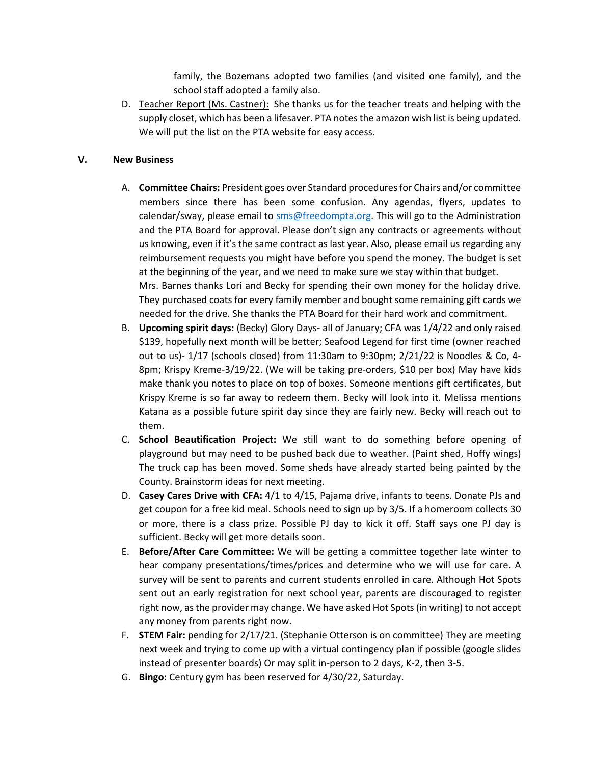family, the Bozemans adopted two families (and visited one family), and the school staff adopted a family also.

D. Teacher Report (Ms. Castner): She thanks us for the teacher treats and helping with the supply closet, which has been a lifesaver. PTA notes the amazon wish list is being updated. We will put the list on the PTA website for easy access.

## V. New Business

A. **Committee Chairs:** President goes over Standard procedures for Chairs and/or committee members since there has been some confusion. Any agendas, flyers, updates to calendar/sway, please email to sms@freedompta.org. This will go to the Administration and the PTA Board for approval. Please don't sign any contracts or agreements without us knowing, even if it's the same contract as last year. Also, please email us regarding any reimbursement requests you might have before you spend the money. The budget is set at the beginning of the year, and we need to make sure we stay within that budget.
Mrs. Barnes thanks Lori and Becky for spending their own money for the holiday drive. They purchased coats for every family member and bought some remaining gift cards we needed for the drive. She thanks the PTA Board for their hard work and commitment.

B. **Upcoming spirit days:** (Becky) Glory Days- all of January; CFA was 1/4/22 and only raised $139, hopefully next month will be better; Seafood Legend for first time (owner reached out to us)- 1/17 (schools closed) from 11:30am to 9:30pm; 2/21/22 is Noodles & Co, 4-8pm; Krispy Kreme-3/19/22. (We will be taking pre-orders, $10 per box) May have kids make thank you notes to place on top of boxes. Someone mentions gift certificates, but Krispy Kreme is so far away to redeem them. Becky will look into it. Melissa mentions Katana as a possible future spirit day since they are fairly new. Becky will reach out to them.

C. **School Beautification Project:** We still want to do something before opening of playground but may need to be pushed back due to weather. (Paint shed, Hoffy wings) The truck cap has been moved. Some sheds have already started being painted by the County. Brainstorm ideas for next meeting.

D. **Casey Cares Drive with CFA:** 4/1 to 4/15, Pajama drive, infants to teens. Donate PJs and get coupon for a free kid meal. Schools need to sign up by 3/5. If a homeroom collects 30 or more, there is a class prize. Possible PJ day to kick it off. Staff says one PJ day is sufficient. Becky will get more details soon.

E. **Before/After Care Committee:** We will be getting a committee together late winter to hear company presentations/times/prices and determine who we will use for care. A survey will be sent to parents and current students enrolled in care. Although Hot Spots sent out an early registration for next school year, parents are discouraged to register right now, as the provider may change. We have asked Hot Spots (in writing) to not accept any money from parents right now.

F. **STEM Fair:** pending for 2/17/21. (Stephanie Otterson is on committee) They are meeting next week and trying to come up with a virtual contingency plan if possible (google slides instead of presenter boards) Or may split in-person to 2 days, K-2, then 3-5.

G. **Bingo:** Century gym has been reserved for 4/30/22, Saturday.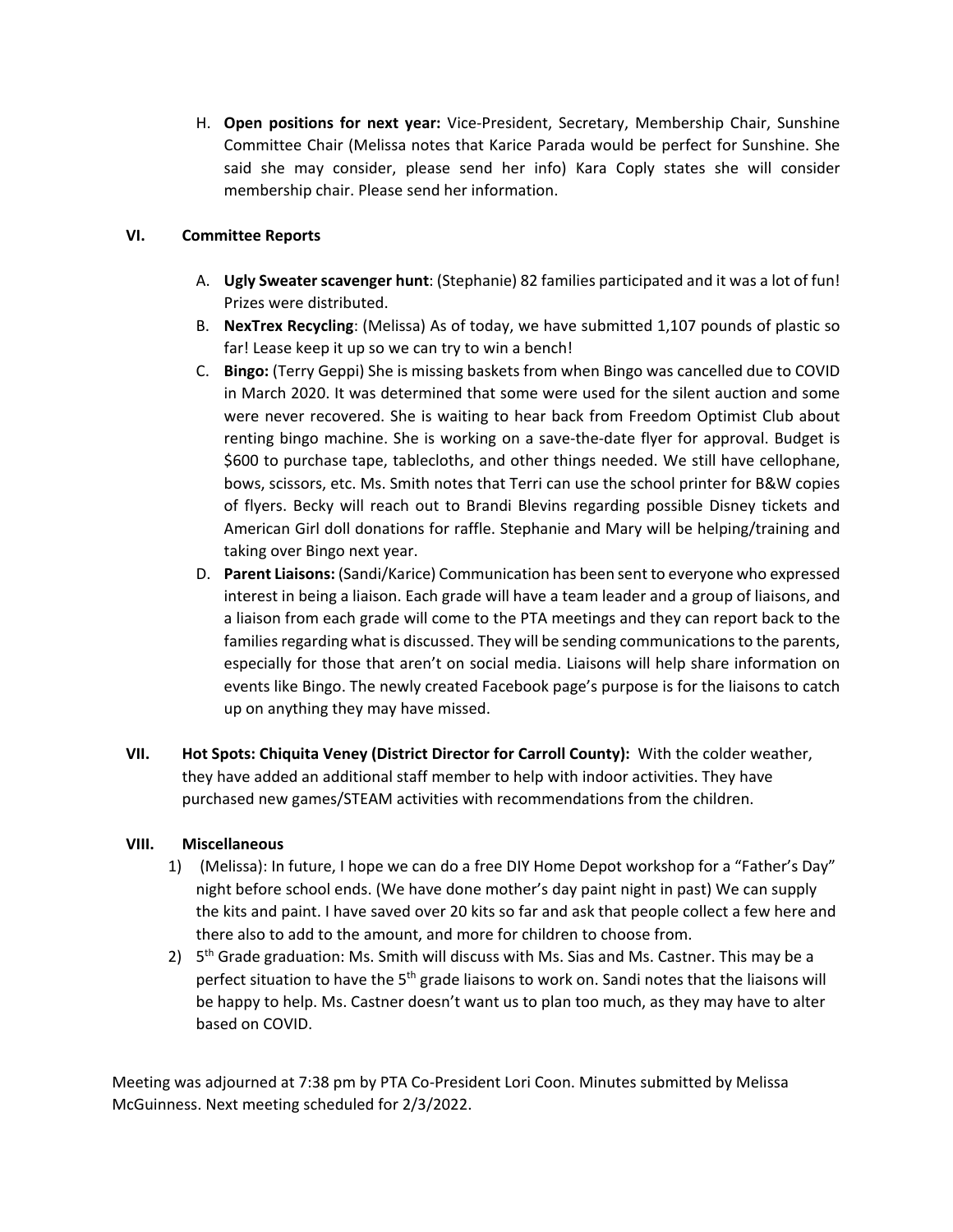H. **Open positions for next year:** Vice-President, Secretary, Membership Chair, Sunshine Committee Chair (Melissa notes that Karice Parada would be perfect for Sunshine. She said she may consider, please send her info) Kara Coply states she will consider membership chair. Please send her information.

## VI. Committee Reports

A. **Ugly Sweater scavenger hunt**: (Stephanie) 82 families participated and it was a lot of fun! Prizes were distributed.

B. **NexTrex Recycling**: (Melissa) As of today, we have submitted 1,107 pounds of plastic so far! Lease keep it up so we can try to win a bench!

C. **Bingo:** (Terry Geppi) She is missing baskets from when Bingo was cancelled due to COVID in March 2020. It was determined that some were used for the silent auction and some were never recovered. She is waiting to hear back from Freedom Optimist Club about renting bingo machine. She is working on a save-the-date flyer for approval. Budget is $600 to purchase tape, tablecloths, and other things needed. We still have cellophane, bows, scissors, etc. Ms. Smith notes that Terri can use the school printer for B&W copies of flyers. Becky will reach out to Brandi Blevins regarding possible Disney tickets and American Girl doll donations for raffle. Stephanie and Mary will be helping/training and taking over Bingo next year.

D. **Parent Liaisons:** (Sandi/Karice) Communication has been sent to everyone who expressed interest in being a liaison. Each grade will have a team leader and a group of liaisons, and a liaison from each grade will come to the PTA meetings and they can report back to the families regarding what is discussed. They will be sending communications to the parents, especially for those that aren't on social media. Liaisons will help share information on events like Bingo. The newly created Facebook page's purpose is for the liaisons to catch up on anything they may have missed.

## VII. Hot Spots: Chiquita Veney (District Director for Carroll County):

With the colder weather, they have added an additional staff member to help with indoor activities. They have purchased new games/STEAM activities with recommendations from the children.

## VIII. Miscellaneous

1) (Melissa): In future, I hope we can do a free DIY Home Depot workshop for a "Father's Day" night before school ends. (We have done mother's day paint night in past) We can supply the kits and paint. I have saved over 20 kits so far and ask that people collect a few here and there also to add to the amount, and more for children to choose from.
2) 5th Grade graduation: Ms. Smith will discuss with Ms. Sias and Ms. Castner. This may be a perfect situation to have the 5th grade liaisons to work on. Sandi notes that the liaisons will be happy to help. Ms. Castner doesn't want us to plan too much, as they may have to alter based on COVID.

Meeting was adjourned at 7:38 pm by PTA Co-President Lori Coon. Minutes submitted by Melissa McGuinness. Next meeting scheduled for 2/3/2022.